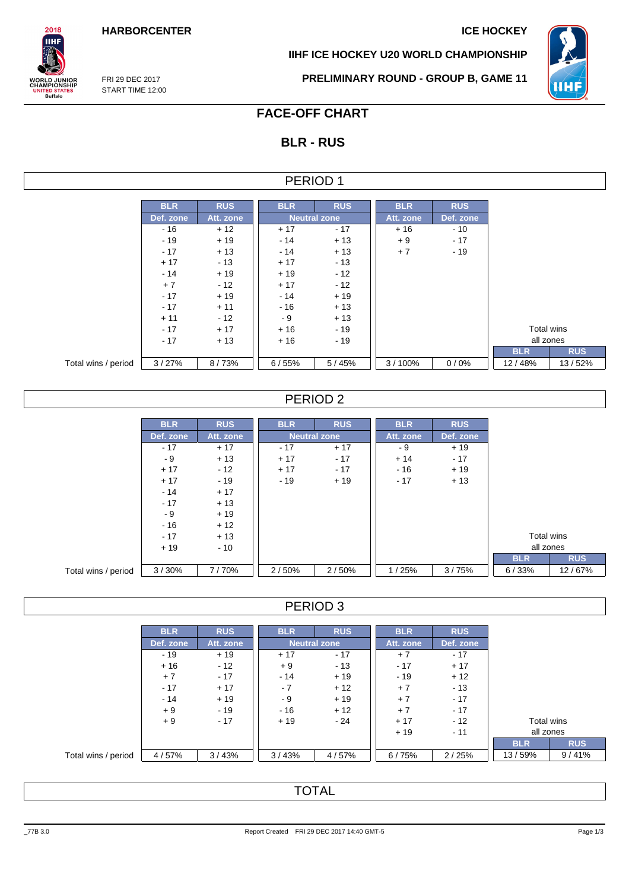HARBORCENTER

ICE HOCKEY

FRI 29 DEC 2017
START TIME 12:00

IIHF ICE HOCKEY U20 WORLD CHAMPIONSHIP

PRELIMINARY ROUND - GROUP B, GAME 11

# FACE-OFF CHART

## BLR - RUS

### PERIOD 1

| | BLR | RUS | BLR | RUS | BLR | RUS | | |
|---|---|---|---|---|---|---|---|---|
| | Def. zone | Att. zone | Neutral zone | | Att. zone | Def. zone | | |
| | - 16 | + 12 | + 17 | - 17 | + 16 | - 10 | | |
| | - 19 | + 19 | - 14 | + 13 | + 9 | - 17 | | |
| | - 17 | + 13 | - 14 | + 13 | + 7 | - 19 | | |
| | + 17 | - 13 | + 17 | - 13 | | | | |
| | - 14 | + 19 | + 19 | - 12 | | | | |
| | + 7 | - 12 | + 17 | - 12 | | | | |
| | - 17 | + 19 | - 14 | + 19 | | | | |
| | - 17 | + 11 | - 16 | + 13 | | | | |
| | + 11 | - 12 | - 9 | + 13 | | | | |
| | - 17 | + 17 | + 16 | - 19 | | | Total wins all zones | |
| | - 17 | + 13 | + 16 | - 19 | | | BLR | RUS |
| Total wins / period | 3 / 27% | 8 / 73% | 6 / 55% | 5 / 45% | 3 / 100% | 0 / 0% | 12 / 48% | 13 / 52% |

### PERIOD 2

| | BLR | RUS | BLR | RUS | BLR | RUS | | |
|---|---|---|---|---|---|---|---|---|
| | Def. zone | Att. zone | Neutral zone | | Att. zone | Def. zone | | |
| | - 17 | + 17 | - 17 | + 17 | - 9 | + 19 | | |
| | - 9 | + 13 | + 17 | - 17 | + 14 | - 17 | | |
| | + 17 | - 12 | + 17 | - 17 | - 16 | + 19 | | |
| | + 17 | - 19 | - 19 | + 19 | - 17 | + 13 | | |
| | - 14 | + 17 | | | | | | |
| | - 17 | + 13 | | | | | | |
| | - 9 | + 19 | | | | | | |
| | - 16 | + 12 | | | | | | |
| | - 17 | + 13 | | | | | Total wins all zones | |
| | + 19 | - 10 | | | | | BLR | RUS |
| Total wins / period | 3 / 30% | 7 / 70% | 2 / 50% | 2 / 50% | 1 / 25% | 3 / 75% | 6 / 33% | 12 / 67% |

### PERIOD 3

| | BLR | RUS | BLR | RUS | BLR | RUS | | |
|---|---|---|---|---|---|---|---|---|
| | Def. zone | Att. zone | Neutral zone | | Att. zone | Def. zone | | |
| | - 19 | + 19 | + 17 | - 17 | + 7 | - 17 | | |
| | + 16 | - 12 | + 9 | - 13 | - 17 | + 17 | | |
| | + 7 | - 17 | - 14 | + 19 | - 19 | + 12 | | |
| | - 17 | + 17 | - 7 | + 12 | + 7 | - 13 | | |
| | - 14 | + 19 | - 9 | + 19 | + 7 | - 17 | | |
| | + 9 | - 19 | - 16 | + 12 | + 7 | - 17 | | |
| | + 9 | - 17 | + 19 | - 24 | + 17 | - 12 | Total wins all zones | |
| | | | | | + 19 | - 11 | BLR | RUS |
| Total wins / period | 4 / 57% | 3 / 43% | 3 / 43% | 4 / 57% | 6 / 75% | 2 / 25% | 13 / 59% | 9 / 41% |

### TOTAL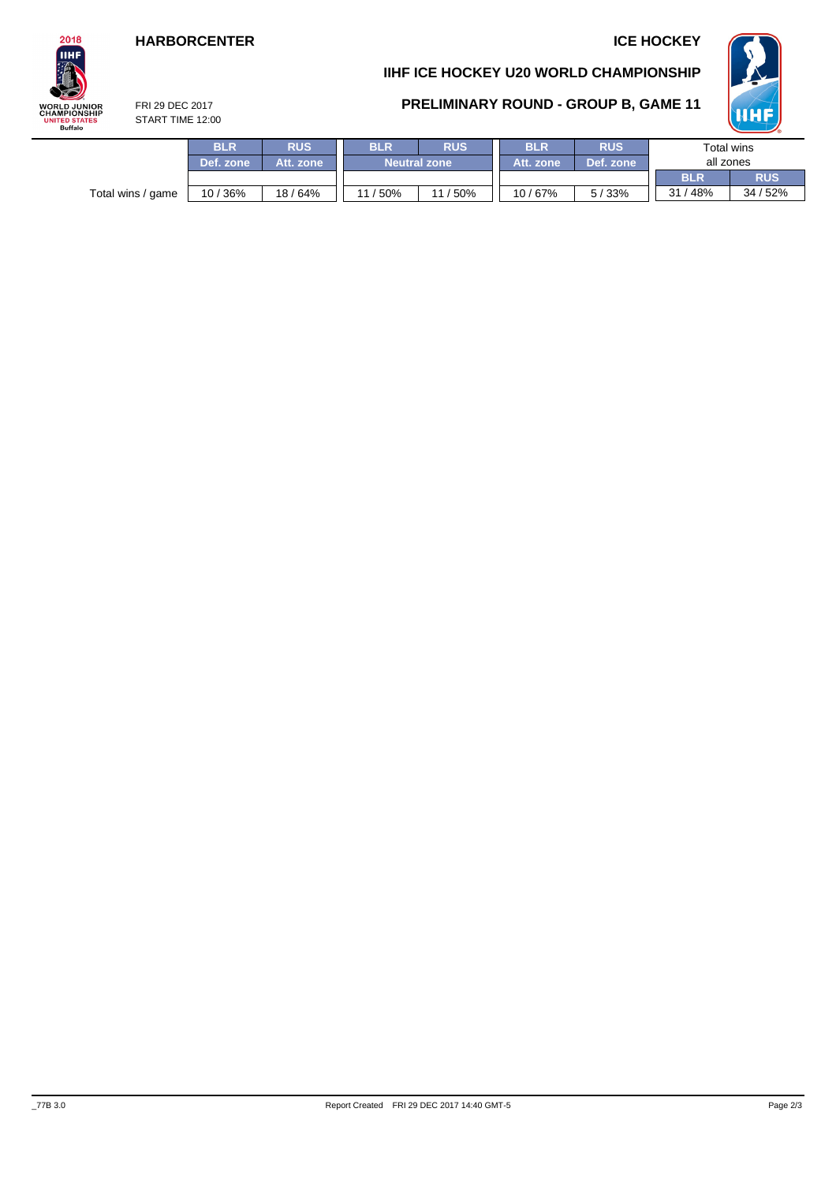HARBORCENTER

ICE HOCKEY

## IIHF ICE HOCKEY U20 WORLD CHAMPIONSHIP

## PRELIMINARY ROUND - GROUP B, GAME 11

FRI 29 DEC 2017
START TIME 12:00

| | BLR | RUS | BLR | RUS | BLR | RUS | Total wins all zones | |
|---|---|---|---|---|---|---|---|---|
| | Def. zone | Att. zone | Neutral zone | | Att. zone | Def. zone | BLR | RUS |
| Total wins / game | 10 / 36% | 18 / 64% | 11 / 50% | 11 / 50% | 10 / 67% | 5 / 33% | 31 / 48% | 34 / 52% |

_77B 3.0

Report Created FRI 29 DEC 2017 14:40 GMT-5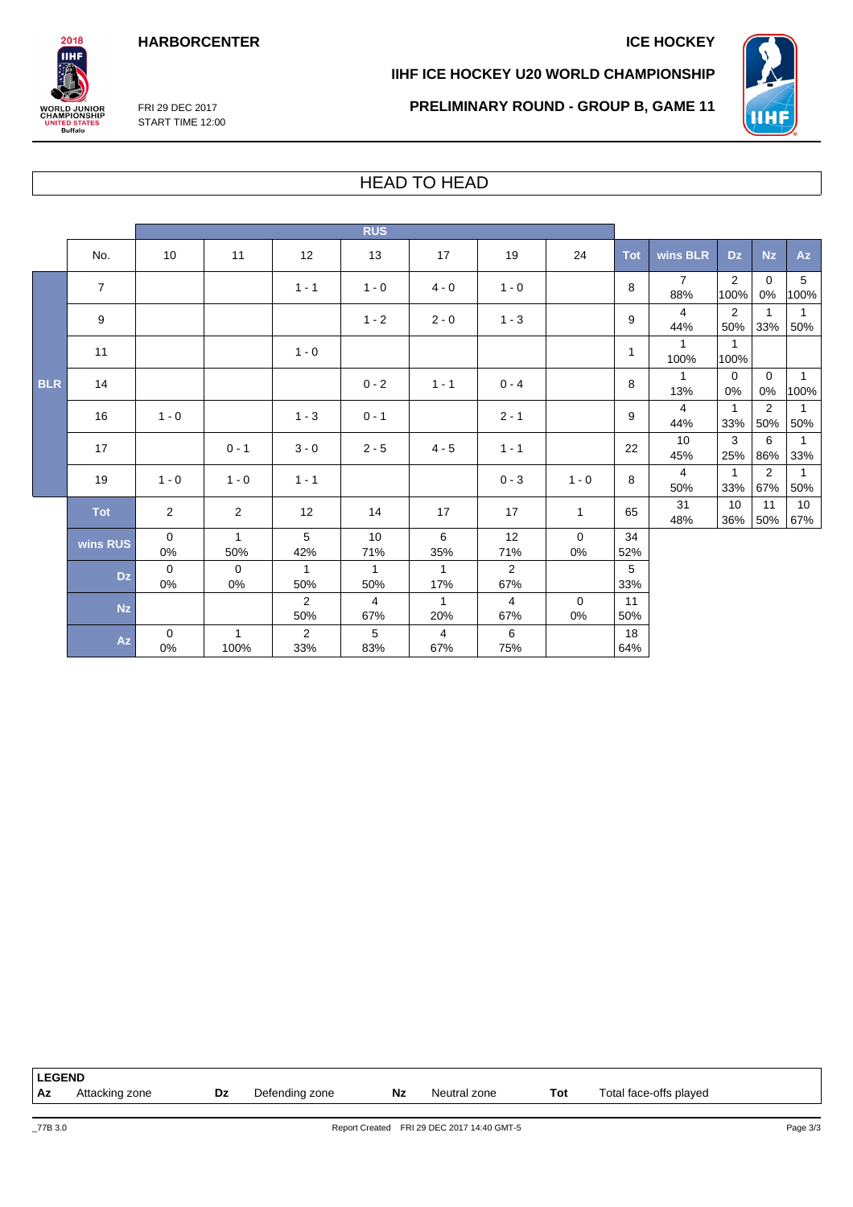HARBORCENTER

ICE HOCKEY

IIHF ICE HOCKEY U20 WORLD CHAMPIONSHIP

FRI 29 DEC 2017
START TIME 12:00

PRELIMINARY ROUND - GROUP B, GAME 11

# HEAD TO HEAD

| | | RUS | | | | | | | | | | | |
|---|---|---|---|---|---|---|---|---|---|---|---|---|---|
| | No. | 10 | 11 | 12 | 13 | 17 | 19 | 24 | Tot | wins BLR | Dz | Nz | Az |
| BLR | 7 | | | 1 - 1 | 1 - 0 | 4 - 0 | 1 - 0 | | 8 | 7<br>88% | 2<br>100% | 0<br>0% | 5<br>100% |
| | 9 | | | | 1 - 2 | 2 - 0 | 1 - 3 | | 9 | 4<br>44% | 2<br>50% | 1<br>33% | 1<br>50% |
| | 11 | | | 1 - 0 | | | | | 1 | 1<br>100% | 1<br>100% | | |
| | 14 | | | | 0 - 2 | 1 - 1 | 0 - 4 | | 8 | 1<br>13% | 0<br>0% | 0<br>0% | 1<br>100% |
| | 16 | 1 - 0 | | 1 - 3 | 0 - 1 | | 2 - 1 | | 9 | 4<br>44% | 1<br>33% | 2<br>50% | 1<br>50% |
| | 17 | | 0 - 1 | 3 - 0 | 2 - 5 | 4 - 5 | 1 - 1 | | 22 | 10<br>45% | 3<br>25% | 6<br>86% | 1<br>33% |
| | 19 | 1 - 0 | 1 - 0 | 1 - 1 | | | 0 - 3 | 1 - 0 | 8 | 4<br>50% | 1<br>33% | 2<br>67% | 1<br>50% |
| | Tot | 2 | 2 | 12 | 14 | 17 | 17 | 1 | 65 | 31<br>48% | 10<br>36% | 11<br>50% | 10<br>67% |
| | wins RUS | 0<br>0% | 1<br>50% | 5<br>42% | 10<br>71% | 6<br>35% | 12<br>71% | 0<br>0% | 34<br>52% | | | | |
| | Dz | 0<br>0% | 0<br>0% | 1<br>50% | 1<br>50% | 1<br>17% | 2<br>67% | | 5<br>33% | | | | |
| | Nz | | | 2<br>50% | 4<br>67% | 1<br>20% | 4<br>67% | 0<br>0% | 11<br>50% | | | | |
| | Az | 0<br>0% | 1<br>100% | 2<br>33% | 5<br>83% | 4<br>67% | 6<br>75% | | 18<br>64% | | | | |

**LEGEND**

| | | | | | | | |
|---|---|---|---|---|---|---|---|
| **Az** | Attacking zone | **Dz** | Defending zone | **Nz** | Neutral zone | **Tot** | Total face-offs played |

_77B 3.0 Report Created FRI 29 DEC 2017 14:40 GMT-5